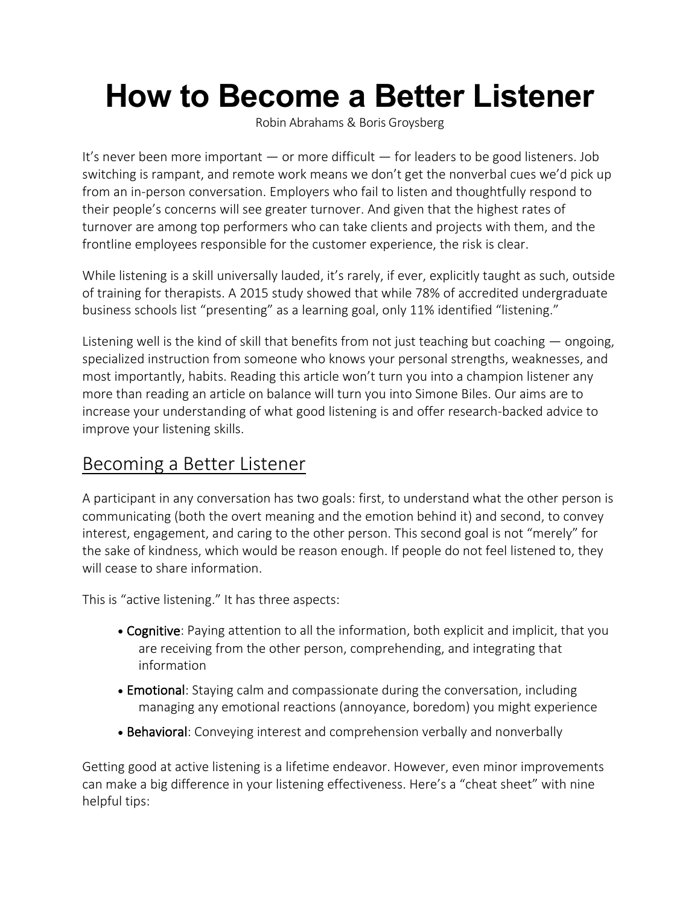# How to Become a Better Listener

Robin Abrahams & Boris Groysberg

It's never been more important — or more difficult — for leaders to be good listeners. Job switching is rampant, and remote work means we don't get the nonverbal cues we'd pick up from an in-person conversation. Employers who fail to listen and thoughtfully respond to their people's concerns will see greater turnover. And given that the highest rates of turnover are among top performers who can take clients and projects with them, and the frontline employees responsible for the customer experience, the risk is clear.

While listening is a skill universally lauded, it's rarely, if ever, explicitly taught as such, outside of training for therapists. A 2015 study showed that while 78% of accredited undergraduate business schools list "presenting" as a learning goal, only 11% identified "listening."

Listening well is the kind of skill that benefits from not just teaching but coaching — ongoing, specialized instruction from someone who knows your personal strengths, weaknesses, and most importantly, habits. Reading this article won't turn you into a champion listener any more than reading an article on balance will turn you into Simone Biles. Our aims are to increase your understanding of what good listening is and offer research-backed advice to improve your listening skills.

## Becoming a Better Listener

A participant in any conversation has two goals: first, to understand what the other person is communicating (both the overt meaning and the emotion behind it) and second, to convey interest, engagement, and caring to the other person. This second goal is not "merely" for the sake of kindness, which would be reason enough. If people do not feel listened to, they will cease to share information.

This is "active listening." It has three aspects:

- Cognitive: Paying attention to all the information, both explicit and implicit, that you are receiving from the other person, comprehending, and integrating that information
- Emotional: Staying calm and compassionate during the conversation, including managing any emotional reactions (annoyance, boredom) you might experience
- Behavioral: Conveying interest and comprehension verbally and nonverbally

Getting good at active listening is a lifetime endeavor. However, even minor improvements can make a big difference in your listening effectiveness. Here's a "cheat sheet" with nine helpful tips: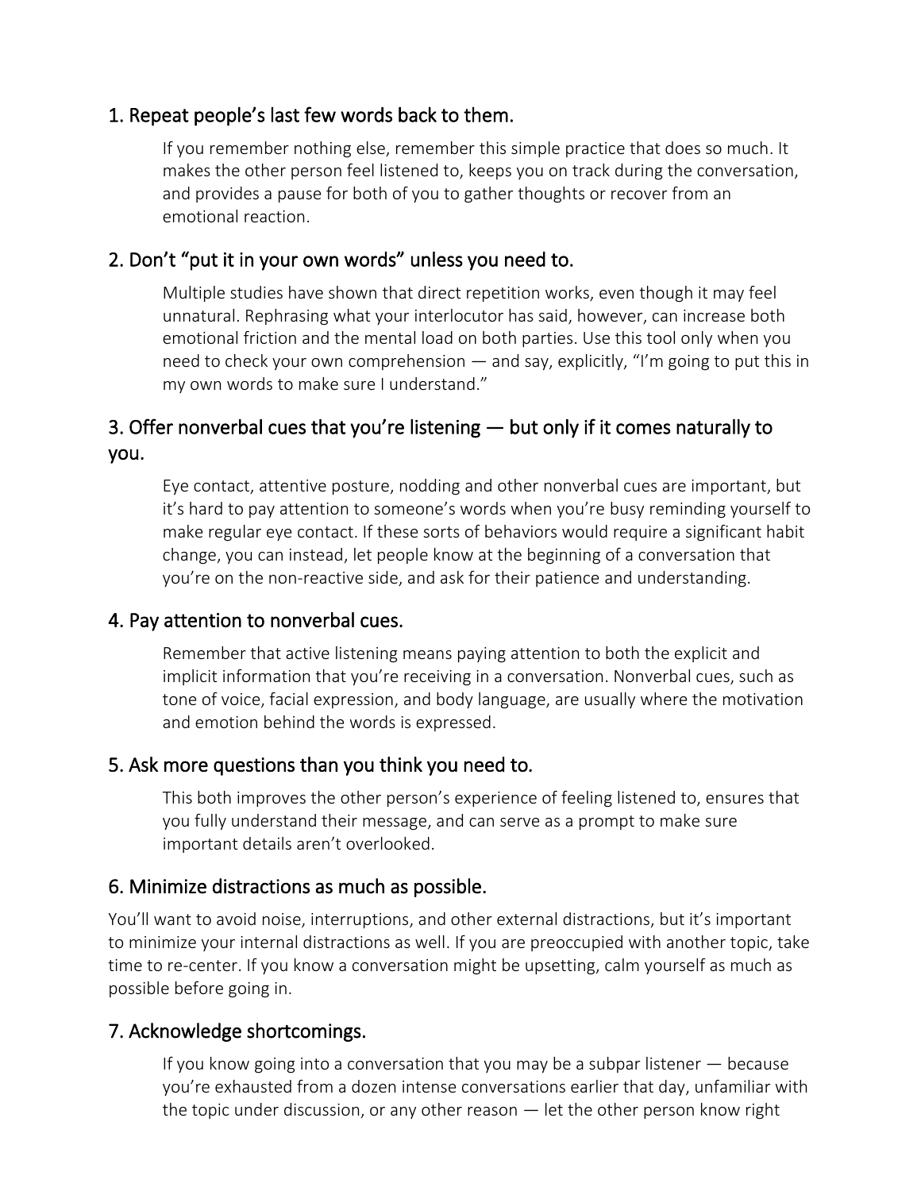## 1. Repeat people's last few words back to them.

If you remember nothing else, remember this simple practice that does so much. It makes the other person feel listened to, keeps you on track during the conversation, and provides a pause for both of you to gather thoughts or recover from an emotional reaction.

## 2. Don't "put it in your own words" unless you need to.

Multiple studies have shown that direct repetition works, even though it may feel unnatural. Rephrasing what your interlocutor has said, however, can increase both emotional friction and the mental load on both parties. Use this tool only when you need to check your own comprehension — and say, explicitly, "I'm going to put this in my own words to make sure I understand."

## 3. Offer nonverbal cues that you're listening — but only if it comes naturally to you.

Eye contact, attentive posture, nodding and other nonverbal cues are important, but it's hard to pay attention to someone's words when you're busy reminding yourself to make regular eye contact. If these sorts of behaviors would require a significant habit change, you can instead, let people know at the beginning of a conversation that you're on the non-reactive side, and ask for their patience and understanding.

## 4. Pay attention to nonverbal cues.

Remember that active listening means paying attention to both the explicit and implicit information that you're receiving in a conversation. Nonverbal cues, such as tone of voice, facial expression, and body language, are usually where the motivation and emotion behind the words is expressed.

## 5. Ask more questions than you think you need to.

This both improves the other person's experience of feeling listened to, ensures that you fully understand their message, and can serve as a prompt to make sure important details aren't overlooked.

## 6. Minimize distractions as much as possible.

You'll want to avoid noise, interruptions, and other external distractions, but it's important to minimize your internal distractions as well. If you are preoccupied with another topic, take time to re-center. If you know a conversation might be upsetting, calm yourself as much as possible before going in.

## 7. Acknowledge shortcomings.

If you know going into a conversation that you may be a subpar listener — because you're exhausted from a dozen intense conversations earlier that day, unfamiliar with the topic under discussion, or any other reason — let the other person know right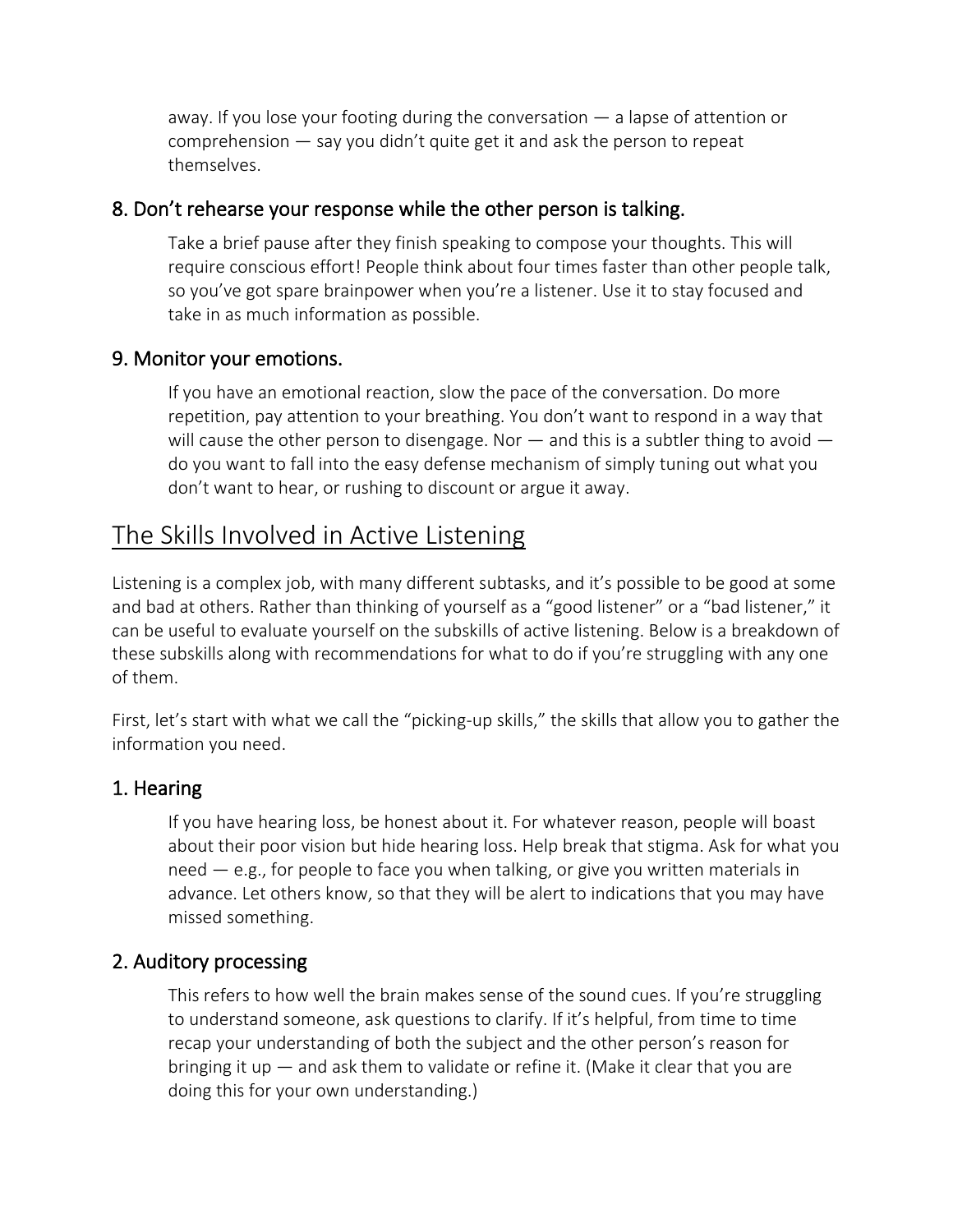away. If you lose your footing during the conversation — a lapse of attention or comprehension — say you didn't quite get it and ask the person to repeat themselves.

### 8. Don't rehearse your response while the other person is talking.

Take a brief pause after they finish speaking to compose your thoughts. This will require conscious effort! People think about four times faster than other people talk, so you've got spare brainpower when you're a listener. Use it to stay focused and take in as much information as possible.

### 9. Monitor your emotions.

If you have an emotional reaction, slow the pace of the conversation. Do more repetition, pay attention to your breathing. You don't want to respond in a way that will cause the other person to disengage. Nor — and this is a subtler thing to avoid — do you want to fall into the easy defense mechanism of simply tuning out what you don't want to hear, or rushing to discount or argue it away.

## The Skills Involved in Active Listening

Listening is a complex job, with many different subtasks, and it's possible to be good at some and bad at others. Rather than thinking of yourself as a "good listener" or a "bad listener," it can be useful to evaluate yourself on the subskills of active listening. Below is a breakdown of these subskills along with recommendations for what to do if you're struggling with any one of them.

First, let's start with what we call the "picking-up skills," the skills that allow you to gather the information you need.

### 1. Hearing

If you have hearing loss, be honest about it. For whatever reason, people will boast about their poor vision but hide hearing loss. Help break that stigma. Ask for what you need — e.g., for people to face you when talking, or give you written materials in advance. Let others know, so that they will be alert to indications that you may have missed something.

### 2. Auditory processing

This refers to how well the brain makes sense of the sound cues. If you're struggling to understand someone, ask questions to clarify. If it's helpful, from time to time recap your understanding of both the subject and the other person's reason for bringing it up — and ask them to validate or refine it. (Make it clear that you are doing this for your own understanding.)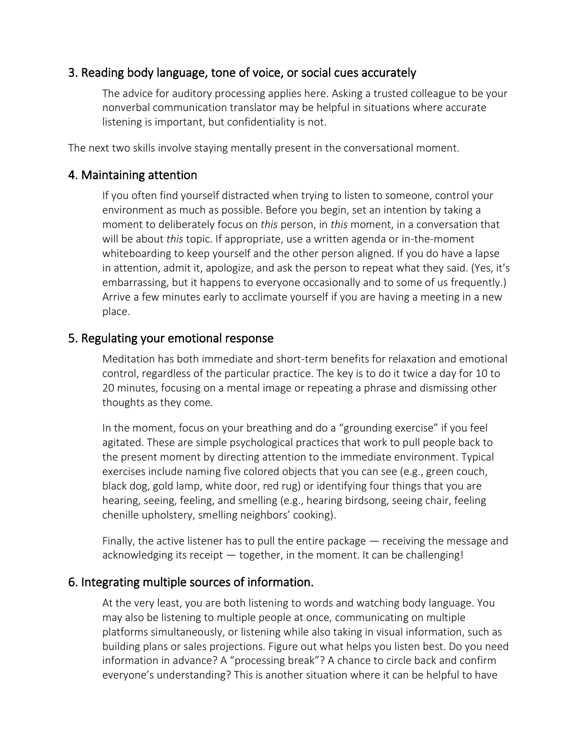## 3. Reading body language, tone of voice, or social cues accurately

The advice for auditory processing applies here. Asking a trusted colleague to be your nonverbal communication translator may be helpful in situations where accurate listening is important, but confidentiality is not.

The next two skills involve staying mentally present in the conversational moment.

## 4. Maintaining attention

If you often find yourself distracted when trying to listen to someone, control your environment as much as possible. Before you begin, set an intention by taking a moment to deliberately focus on *this* person, in *this* moment, in a conversation that will be about *this* topic. If appropriate, use a written agenda or in-the-moment whiteboarding to keep yourself and the other person aligned. If you do have a lapse in attention, admit it, apologize, and ask the person to repeat what they said. (Yes, it's embarrassing, but it happens to everyone occasionally and to some of us frequently.) Arrive a few minutes early to acclimate yourself if you are having a meeting in a new place.

## 5. Regulating your emotional response

Meditation has both immediate and short-term benefits for relaxation and emotional control, regardless of the particular practice. The key is to do it twice a day for 10 to 20 minutes, focusing on a mental image or repeating a phrase and dismissing other thoughts as they come.

In the moment, focus on your breathing and do a "grounding exercise" if you feel agitated. These are simple psychological practices that work to pull people back to the present moment by directing attention to the immediate environment. Typical exercises include naming five colored objects that you can see (e.g., green couch, black dog, gold lamp, white door, red rug) or identifying four things that you are hearing, seeing, feeling, and smelling (e.g., hearing birdsong, seeing chair, feeling chenille upholstery, smelling neighbors' cooking).

Finally, the active listener has to pull the entire package — receiving the message and acknowledging its receipt — together, in the moment. It can be challenging!

## 6. Integrating multiple sources of information.

At the very least, you are both listening to words and watching body language. You may also be listening to multiple people at once, communicating on multiple platforms simultaneously, or listening while also taking in visual information, such as building plans or sales projections. Figure out what helps you listen best. Do you need information in advance? A "processing break"? A chance to circle back and confirm everyone's understanding? This is another situation where it can be helpful to have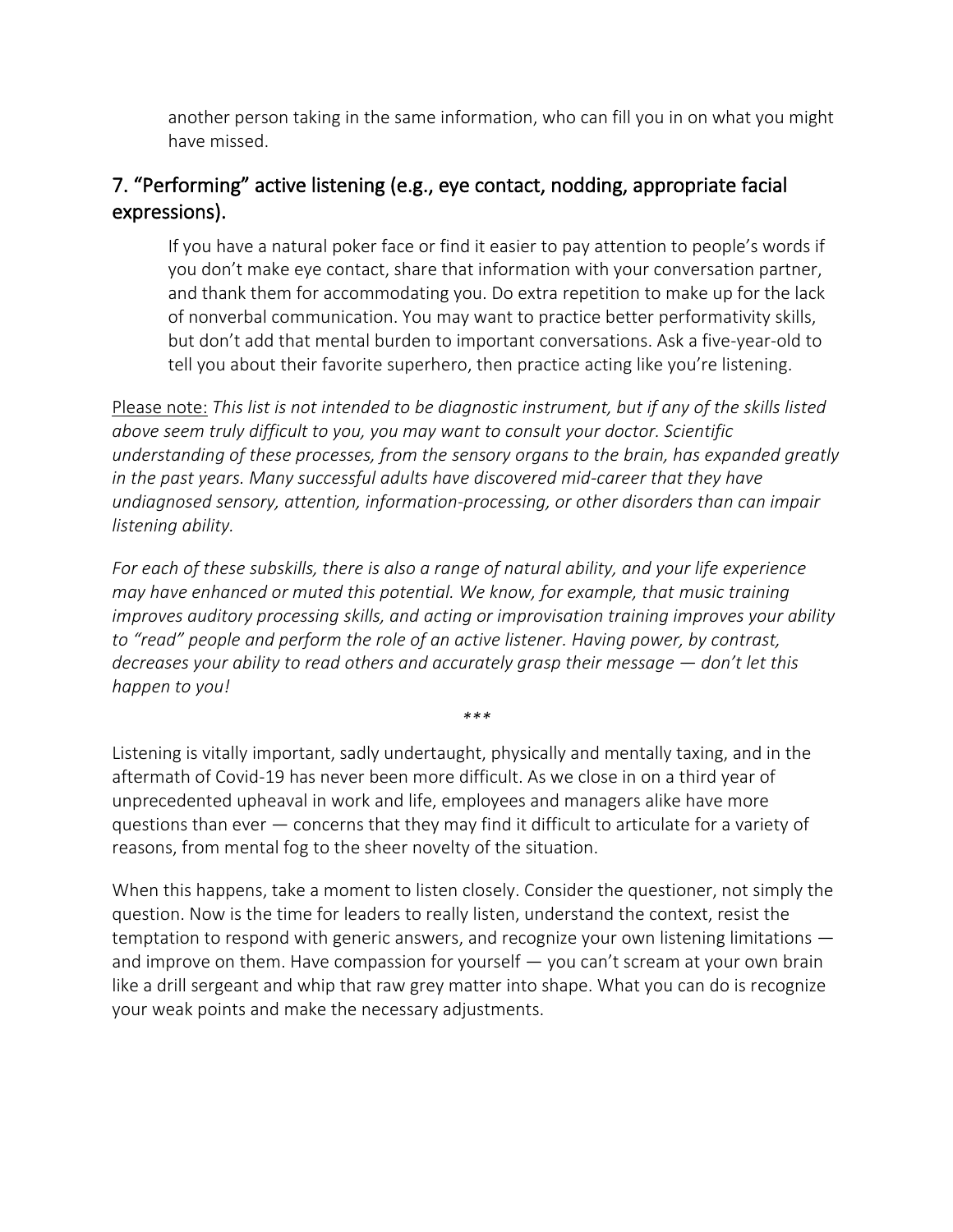another person taking in the same information, who can fill you in on what you might have missed.

## 7. "Performing" active listening (e.g., eye contact, nodding, appropriate facial expressions).

If you have a natural poker face or find it easier to pay attention to people's words if you don't make eye contact, share that information with your conversation partner, and thank them for accommodating you. Do extra repetition to make up for the lack of nonverbal communication. You may want to practice better performativity skills, but don't add that mental burden to important conversations. Ask a five-year-old to tell you about their favorite superhero, then practice acting like you're listening.

<u>Please note:</u> *This list is not intended to be diagnostic instrument, but if any of the skills listed above seem truly difficult to you, you may want to consult your doctor. Scientific understanding of these processes, from the sensory organs to the brain, has expanded greatly in the past years. Many successful adults have discovered mid-career that they have undiagnosed sensory, attention, information-processing, or other disorders than can impair listening ability.*

*For each of these subskills, there is also a range of natural ability, and your life experience may have enhanced or muted this potential. We know, for example, that music training improves auditory processing skills, and acting or improvisation training improves your ability to "read" people and perform the role of an active listener. Having power, by contrast, decreases your ability to read others and accurately grasp their message — don't let this happen to you!*

*\*\*\**

Listening is vitally important, sadly undertaught, physically and mentally taxing, and in the aftermath of Covid-19 has never been more difficult. As we close in on a third year of unprecedented upheaval in work and life, employees and managers alike have more questions than ever — concerns that they may find it difficult to articulate for a variety of reasons, from mental fog to the sheer novelty of the situation.

When this happens, take a moment to listen closely. Consider the questioner, not simply the question. Now is the time for leaders to really listen, understand the context, resist the temptation to respond with generic answers, and recognize your own listening limitations — and improve on them. Have compassion for yourself — you can't scream at your own brain like a drill sergeant and whip that raw grey matter into shape. What you can do is recognize your weak points and make the necessary adjustments.